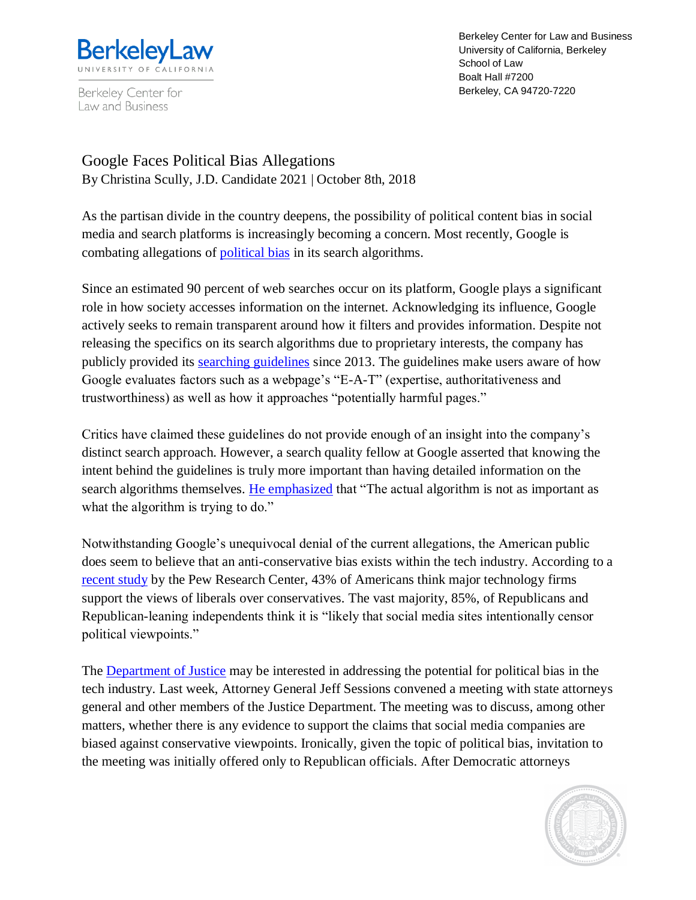Berkeley Law
UNIVERSITY OF CALIFORNIA
Berkeley Center for Law and Business

Berkeley Center for Law and Business
University of California, Berkeley
School of Law
Boalt Hall #7200
Berkeley, CA 94720-7220

# Google Faces Political Bias Allegations

By Christina Scully, J.D. Candidate 2021 | October 8th, 2018

As the partisan divide in the country deepens, the possibility of political content bias in social media and search platforms is increasingly becoming a concern. Most recently, Google is combating allegations of political bias in its search algorithms.

Since an estimated 90 percent of web searches occur on its platform, Google plays a significant role in how society accesses information on the internet. Acknowledging its influence, Google actively seeks to remain transparent around how it filters and provides information. Despite not releasing the specifics on its search algorithms due to proprietary interests, the company has publicly provided its searching guidelines since 2013. The guidelines make users aware of how Google evaluates factors such as a webpage's "E-A-T" (expertise, authoritativeness and trustworthiness) as well as how it approaches "potentially harmful pages."

Critics have claimed these guidelines do not provide enough of an insight into the company's distinct search approach. However, a search quality fellow at Google asserted that knowing the intent behind the guidelines is truly more important than having detailed information on the search algorithms themselves. He emphasized that "The actual algorithm is not as important as what the algorithm is trying to do."

Notwithstanding Google's unequivocal denial of the current allegations, the American public does seem to believe that an anti-conservative bias exists within the tech industry. According to a recent study by the Pew Research Center, 43% of Americans think major technology firms support the views of liberals over conservatives. The vast majority, 85%, of Republicans and Republican-leaning independents think it is "likely that social media sites intentionally censor political viewpoints."

The Department of Justice may be interested in addressing the potential for political bias in the tech industry. Last week, Attorney General Jeff Sessions convened a meeting with state attorneys general and other members of the Justice Department. The meeting was to discuss, among other matters, whether there is any evidence to support the claims that social media companies are biased against conservative viewpoints. Ironically, given the topic of political bias, invitation to the meeting was initially offered only to Republican officials. After Democratic attorneys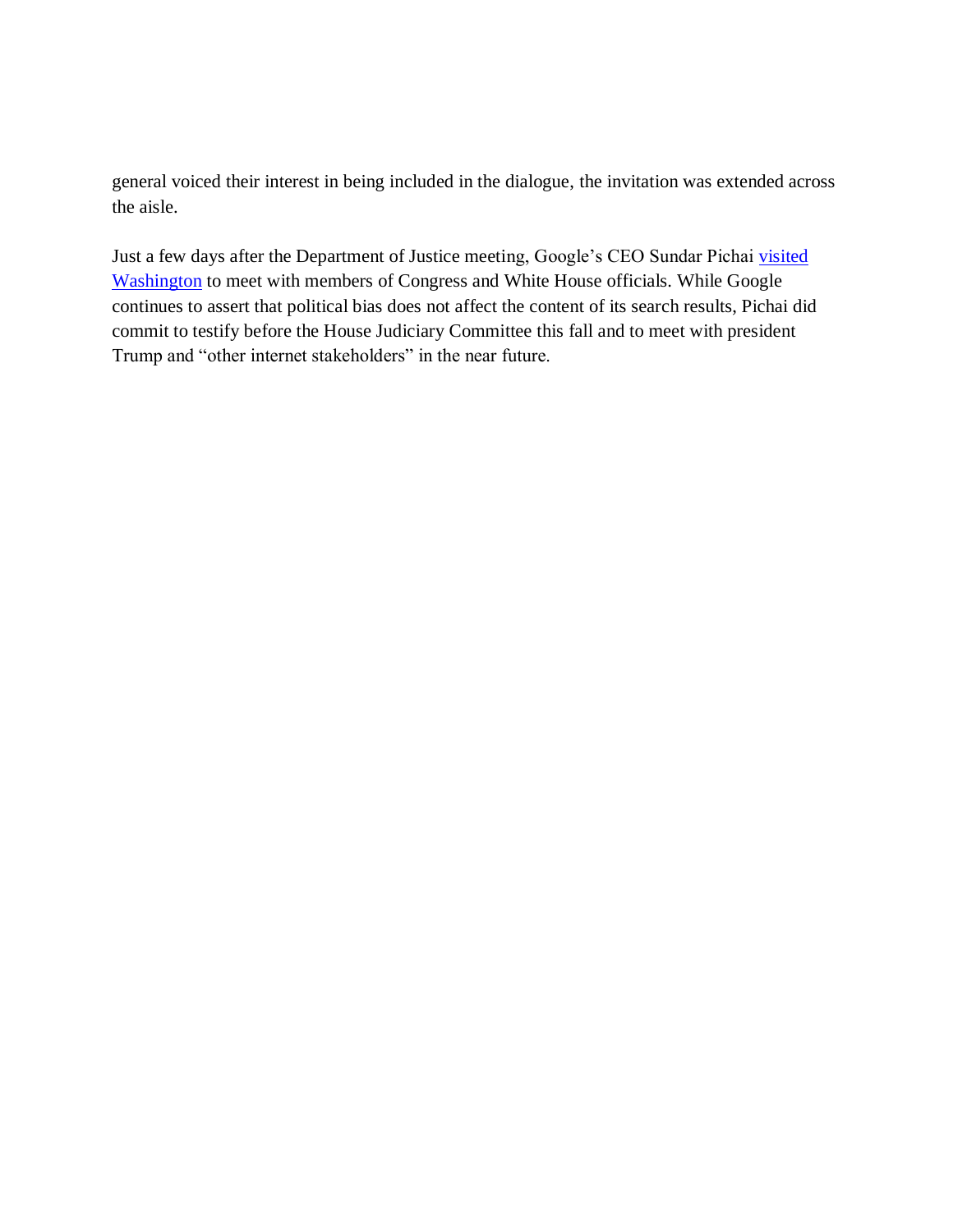general voiced their interest in being included in the dialogue, the invitation was extended across the aisle.

Just a few days after the Department of Justice meeting, Google's CEO Sundar Pichai visited Washington to meet with members of Congress and White House officials. While Google continues to assert that political bias does not affect the content of its search results, Pichai did commit to testify before the House Judiciary Committee this fall and to meet with president Trump and "other internet stakeholders" in the near future.